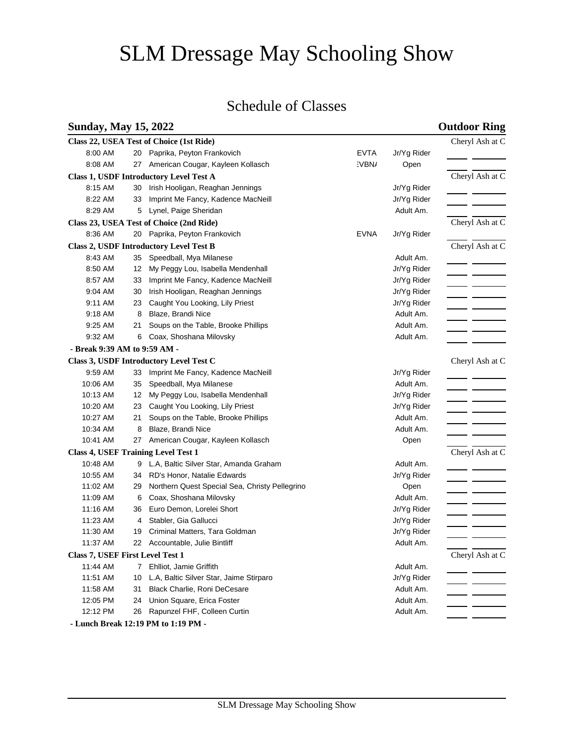# SLM Dressage May Schooling Show

## Schedule of Classes

**Sunday, May 15, 2022** — **Outdoor Ring**

**Class 22, USEA Test of Choice (1st Ride)** — Cheryl Ash at C

| Time | # | Horse, Rider | | Division |
|---|---|---|---|---|
| 8:00 AM | 20 | Paprika, Peyton Frankovich | EVTA | Jr/Yg Rider |
| 8:08 AM | 27 | American Cougar, Kayleen Kollasch | :VBN/ | Open |

**Class 1, USDF Introductory Level Test A** — Cheryl Ash at C

| Time | # | Horse, Rider | | Division |
|---|---|---|---|---|
| 8:15 AM | 30 | Irish Hooligan, Reaghan Jennings | | Jr/Yg Rider |
| 8:22 AM | 33 | Imprint Me Fancy, Kadence MacNeill | | Jr/Yg Rider |
| 8:29 AM | 5 | Lynel, Paige Sheridan | | Adult Am. |

**Class 23, USEA Test of Choice (2nd Ride)** — Cheryl Ash at C

| Time | # | Horse, Rider | | Division |
|---|---|---|---|---|
| 8:36 AM | 20 | Paprika, Peyton Frankovich | EVNA | Jr/Yg Rider |

**Class 2, USDF Introductory Level Test B** — Cheryl Ash at C

| Time | # | Horse, Rider | | Division |
|---|---|---|---|---|
| 8:43 AM | 35 | Speedball, Mya Milanese | | Adult Am. |
| 8:50 AM | 12 | My Peggy Lou, Isabella Mendenhall | | Jr/Yg Rider |
| 8:57 AM | 33 | Imprint Me Fancy, Kadence MacNeill | | Jr/Yg Rider |
| 9:04 AM | 30 | Irish Hooligan, Reaghan Jennings | | Jr/Yg Rider |
| 9:11 AM | 23 | Caught You Looking, Lily Priest | | Jr/Yg Rider |
| 9:18 AM | 8 | Blaze, Brandi Nice | | Adult Am. |
| 9:25 AM | 21 | Soups on the Table, Brooke Phillips | | Adult Am. |
| 9:32 AM | 6 | Coax, Shoshana Milovsky | | Adult Am. |

**- Break 9:39 AM to 9:59 AM -**

**Class 3, USDF Introductory Level Test C** — Cheryl Ash at C

| Time | # | Horse, Rider | | Division |
|---|---|---|---|---|
| 9:59 AM | 33 | Imprint Me Fancy, Kadence MacNeill | | Jr/Yg Rider |
| 10:06 AM | 35 | Speedball, Mya Milanese | | Adult Am. |
| 10:13 AM | 12 | My Peggy Lou, Isabella Mendenhall | | Jr/Yg Rider |
| 10:20 AM | 23 | Caught You Looking, Lily Priest | | Jr/Yg Rider |
| 10:27 AM | 21 | Soups on the Table, Brooke Phillips | | Adult Am. |
| 10:34 AM | 8 | Blaze, Brandi Nice | | Adult Am. |
| 10:41 AM | 27 | American Cougar, Kayleen Kollasch | | Open |

**Class 4, USEF Training Level Test 1** — Cheryl Ash at C

| Time | # | Horse, Rider | | Division |
|---|---|---|---|---|
| 10:48 AM | 9 | L.A, Baltic Silver Star, Amanda Graham | | Adult Am. |
| 10:55 AM | 34 | RD's Honor, Natalie Edwards | | Jr/Yg Rider |
| 11:02 AM | 29 | Northern Quest Special Sea, Christy Pellegrino | | Open |
| 11:09 AM | 6 | Coax, Shoshana Milovsky | | Adult Am. |
| 11:16 AM | 36 | Euro Demon, Lorelei Short | | Jr/Yg Rider |
| 11:23 AM | 4 | Stabler, Gia Gallucci | | Jr/Yg Rider |
| 11:30 AM | 19 | Criminal Matters, Tara Goldman | | Jr/Yg Rider |
| 11:37 AM | 22 | Accountable, Julie Bintliff | | Adult Am. |

**Class 7, USEF First Level Test 1** — Cheryl Ash at C

| Time | # | Horse, Rider | | Division |
|---|---|---|---|---|
| 11:44 AM | 7 | Ehlliot, Jamie Griffith | | Adult Am. |
| 11:51 AM | 10 | L.A, Baltic Silver Star, Jaime Stirparo | | Jr/Yg Rider |
| 11:58 AM | 31 | Black Charlie, Roni DeCesare | | Adult Am. |
| 12:05 PM | 24 | Union Square, Erica Foster | | Adult Am. |
| 12:12 PM | 26 | Rapunzel FHF, Colleen Curtin | | Adult Am. |

**- Lunch Break 12:19 PM to 1:19 PM -**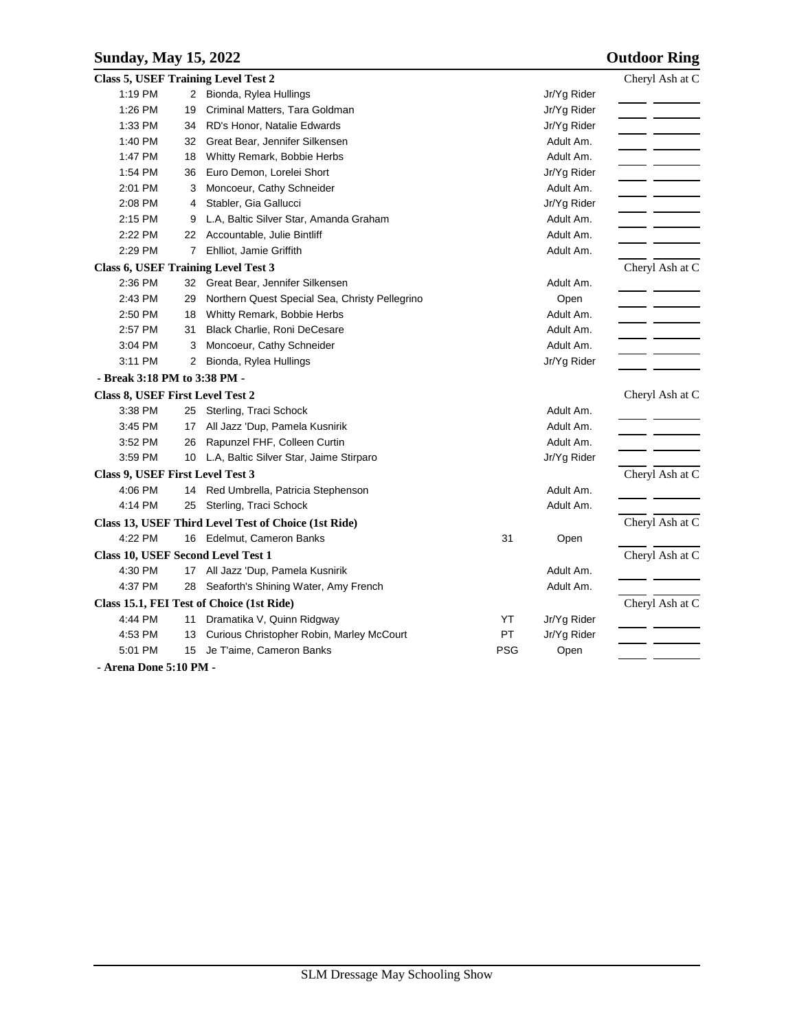## Sunday, May 15, 2022 — Outdoor Ring

**Class 5, USEF Training Level Test 2** — Cheryl Ash at C

| | | | | |
|---|---|---|---|---|
| 1:19 PM | 2 | Bionda, Rylea Hullings | | Jr/Yg Rider |
| 1:26 PM | 19 | Criminal Matters, Tara Goldman | | Jr/Yg Rider |
| 1:33 PM | 34 | RD's Honor, Natalie Edwards | | Jr/Yg Rider |
| 1:40 PM | 32 | Great Bear, Jennifer Silkensen | | Adult Am. |
| 1:47 PM | 18 | Whitty Remark, Bobbie Herbs | | Adult Am. |
| 1:54 PM | 36 | Euro Demon, Lorelei Short | | Jr/Yg Rider |
| 2:01 PM | 3 | Moncoeur, Cathy Schneider | | Adult Am. |
| 2:08 PM | 4 | Stabler, Gia Gallucci | | Jr/Yg Rider |
| 2:15 PM | 9 | L.A, Baltic Silver Star, Amanda Graham | | Adult Am. |
| 2:22 PM | 22 | Accountable, Julie Bintliff | | Adult Am. |
| 2:29 PM | 7 | Ehlliot, Jamie Griffith | | Adult Am. |

**Class 6, USEF Training Level Test 3** — Cheryl Ash at C

| | | | | |
|---|---|---|---|---|
| 2:36 PM | 32 | Great Bear, Jennifer Silkensen | | Adult Am. |
| 2:43 PM | 29 | Northern Quest Special Sea, Christy Pellegrino | | Open |
| 2:50 PM | 18 | Whitty Remark, Bobbie Herbs | | Adult Am. |
| 2:57 PM | 31 | Black Charlie, Roni DeCesare | | Adult Am. |
| 3:04 PM | 3 | Moncoeur, Cathy Schneider | | Adult Am. |
| 3:11 PM | 2 | Bionda, Rylea Hullings | | Jr/Yg Rider |

**- Break 3:18 PM to 3:38 PM -**

**Class 8, USEF First Level Test 2** — Cheryl Ash at C

| | | | | |
|---|---|---|---|---|
| 3:38 PM | 25 | Sterling, Traci Schock | | Adult Am. |
| 3:45 PM | 17 | All Jazz 'Dup, Pamela Kusnirik | | Adult Am. |
| 3:52 PM | 26 | Rapunzel FHF, Colleen Curtin | | Adult Am. |
| 3:59 PM | 10 | L.A, Baltic Silver Star, Jaime Stirparo | | Jr/Yg Rider |

**Class 9, USEF First Level Test 3** — Cheryl Ash at C

| | | | | |
|---|---|---|---|---|
| 4:06 PM | 14 | Red Umbrella, Patricia Stephenson | | Adult Am. |
| 4:14 PM | 25 | Sterling, Traci Schock | | Adult Am. |

**Class 13, USEF Third Level Test of Choice (1st Ride)** — Cheryl Ash at C

| | | | | |
|---|---|---|---|---|
| 4:22 PM | 16 | Edelmut, Cameron Banks | 31 | Open |

**Class 10, USEF Second Level Test 1** — Cheryl Ash at C

| | | | | |
|---|---|---|---|---|
| 4:30 PM | 17 | All Jazz 'Dup, Pamela Kusnirik | | Adult Am. |
| 4:37 PM | 28 | Seaforth's Shining Water, Amy French | | Adult Am. |

**Class 15.1, FEI Test of Choice (1st Ride)** — Cheryl Ash at C

| | | | | |
|---|---|---|---|---|
| 4:44 PM | 11 | Dramatika V, Quinn Ridgway | YT | Jr/Yg Rider |
| 4:53 PM | 13 | Curious Christopher Robin, Marley McCourt | PT | Jr/Yg Rider |
| 5:01 PM | 15 | Je T'aime, Cameron Banks | PSG | Open |

**- Arena Done 5:10 PM -**